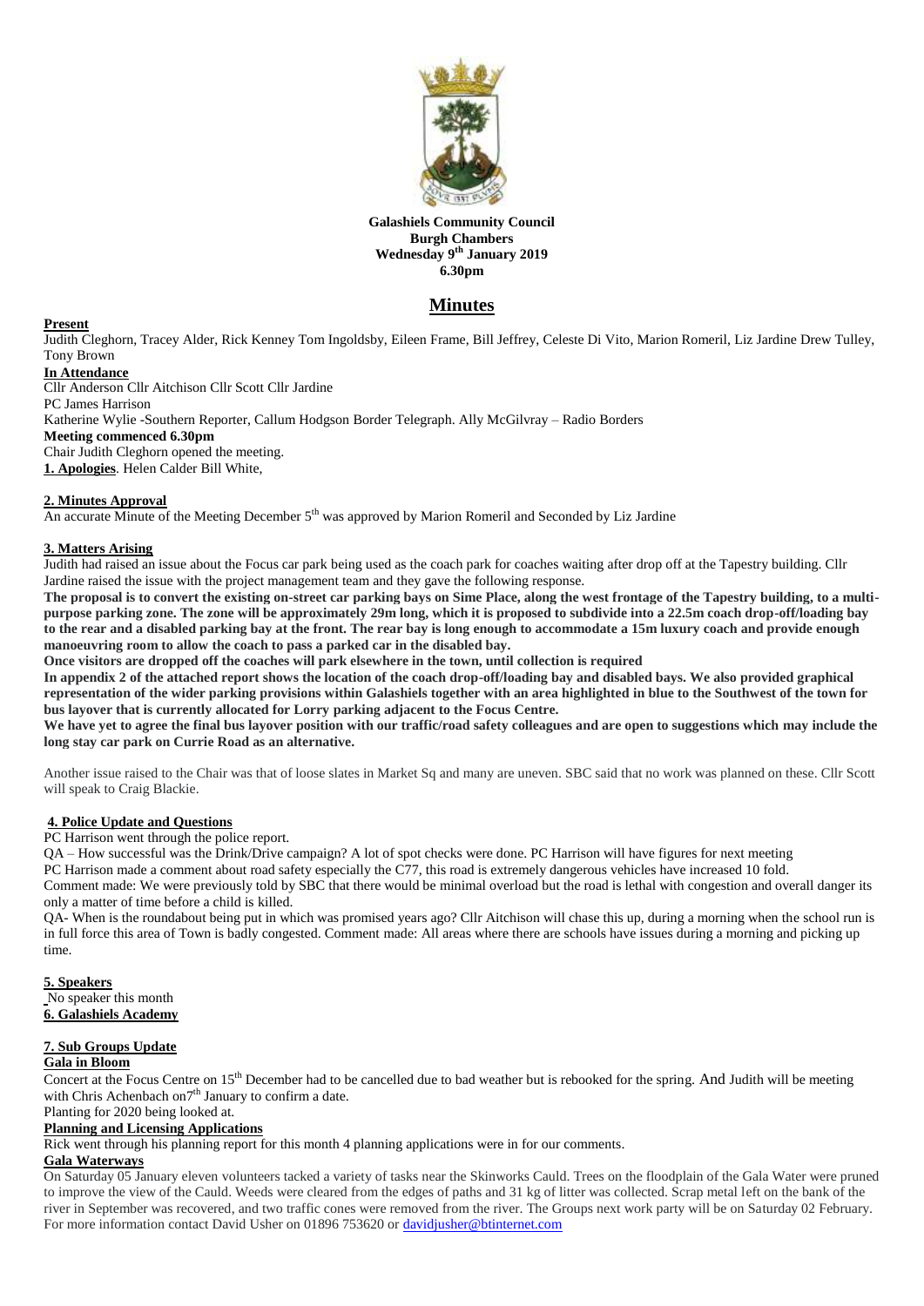**Galashiels Community Council**
**Burgh Chambers**
**Wednesday 9th January 2019**
**6.30pm**

# Minutes

**Present**

Judith Cleghorn, Tracey Alder, Rick Kenney Tom Ingoldsby, Eileen Frame, Bill Jeffrey, Celeste Di Vito, Marion Romeril, Liz Jardine Drew Tulley, Tony Brown

**In Attendance**

Cllr Anderson Cllr Aitchison Cllr Scott Cllr Jardine
PC James Harrison
Katherine Wylie -Southern Reporter, Callum Hodgson Border Telegraph. Ally McGilvray – Radio Borders

**Meeting commenced 6.30pm**

Chair Judith Cleghorn opened the meeting.

**1. Apologies**. Helen Calder Bill White,

**2. Minutes Approval**

An accurate Minute of the Meeting December 5th was approved by Marion Romeril and Seconded by Liz Jardine

**3. Matters Arising**

Judith had raised an issue about the Focus car park being used as the coach park for coaches waiting after drop off at the Tapestry building. Cllr Jardine raised the issue with the project management team and they gave the following response.

**The proposal is to convert the existing on-street car parking bays on Sime Place, along the west frontage of the Tapestry building, to a multi-purpose parking zone. The zone will be approximately 29m long, which it is proposed to subdivide into a 22.5m coach drop-off/loading bay to the rear and a disabled parking bay at the front. The rear bay is long enough to accommodate a 15m luxury coach and provide enough manoeuvring room to allow the coach to pass a parked car in the disabled bay.**

**Once visitors are dropped off the coaches will park elsewhere in the town, until collection is required**

**In appendix 2 of the attached report shows the location of the coach drop-off/loading bay and disabled bays. We also provided graphical representation of the wider parking provisions within Galashiels together with an area highlighted in blue to the Southwest of the town for bus layover that is currently allocated for Lorry parking adjacent to the Focus Centre.**

**We have yet to agree the final bus layover position with our traffic/road safety colleagues and are open to suggestions which may include the long stay car park on Currie Road as an alternative.**

Another issue raised to the Chair was that of loose slates in Market Sq and many are uneven. SBC said that no work was planned on these. Cllr Scott will speak to Craig Blackie.

**4. Police Update and Questions**

PC Harrison went through the police report.

QA – How successful was the Drink/Drive campaign? A lot of spot checks were done. PC Harrison will have figures for next meeting

PC Harrison made a comment about road safety especially the C77, this road is extremely dangerous vehicles have increased 10 fold.

Comment made: We were previously told by SBC that there would be minimal overload but the road is lethal with congestion and overall danger its only a matter of time before a child is killed.

QA- When is the roundabout being put in which was promised years ago? Cllr Aitchison will chase this up, during a morning when the school run is in full force this area of Town is badly congested. Comment made: All areas where there are schools have issues during a morning and picking up time.

**5. Speakers**

No speaker this month

**6. Galashiels Academy**

**7. Sub Groups Update**

**Gala in Bloom**

Concert at the Focus Centre on 15th December had to be cancelled due to bad weather but is rebooked for the spring. And Judith will be meeting with Chris Achenbach on7th January to confirm a date.

Planting for 2020 being looked at.

**Planning and Licensing Applications**

Rick went through his planning report for this month 4 planning applications were in for our comments.

**Gala Waterways**

On Saturday 05 January eleven volunteers tacked a variety of tasks near the Skinworks Cauld. Trees on the floodplain of the Gala Water were pruned to improve the view of the Cauld. Weeds were cleared from the edges of paths and 31 kg of litter was collected. Scrap metal left on the bank of the river in September was recovered, and two traffic cones were removed from the river. The Groups next work party will be on Saturday 02 February. For more information contact David Usher on 01896 753620 or davidjusher@btinternet.com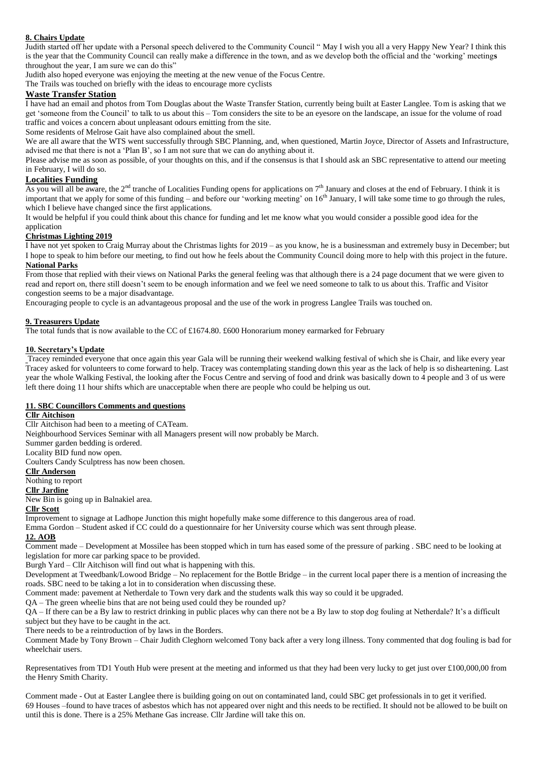## 8. Chairs Update

Judith started off her update with a Personal speech delivered to the Community Council " May I wish you all a very Happy New Year? I think this is the year that the Community Council can really make a difference in the town, and as we develop both the official and the 'working' meetings throughout the year, I am sure we can do this"

Judith also hoped everyone was enjoying the meeting at the new venue of the Focus Centre.

The Trails was touched on briefly with the ideas to encourage more cyclists

### Waste Transfer Station

I have had an email and photos from Tom Douglas about the Waste Transfer Station, currently being built at Easter Langlee. Tom is asking that we get 'someone from the Council' to talk to us about this – Tom considers the site to be an eyesore on the landscape, an issue for the volume of road traffic and voices a concern about unpleasant odours emitting from the site.

Some residents of Melrose Gait have also complained about the smell.

We are all aware that the WTS went successfully through SBC Planning, and, when questioned, Martin Joyce, Director of Assets and Infrastructure, advised me that there is not a 'Plan B', so I am not sure that we can do anything about it.

Please advise me as soon as possible, of your thoughts on this, and if the consensus is that I should ask an SBC representative to attend our meeting in February, I will do so.

### Localities Funding

As you will all be aware, the 2nd tranche of Localities Funding opens for applications on 7th January and closes at the end of February. I think it is important that we apply for some of this funding – and before our 'working meeting' on 16th January, I will take some time to go through the rules, which I believe have changed since the first applications.

It would be helpful if you could think about this chance for funding and let me know what you would consider a possible good idea for the application

### Christmas Lighting 2019

I have not yet spoken to Craig Murray about the Christmas lights for 2019 – as you know, he is a businessman and extremely busy in December; but I hope to speak to him before our meeting, to find out how he feels about the Community Council doing more to help with this project in the future.

### National Parks

From those that replied with their views on National Parks the general feeling was that although there is a 24 page document that we were given to read and report on, there still doesn't seem to be enough information and we feel we need someone to talk to us about this. Traffic and Visitor congestion seems to be a major disadvantage.

Encouraging people to cycle is an advantageous proposal and the use of the work in progress Langlee Trails was touched on.

## 9. Treasurers Update

The total funds that is now available to the CC of £1674.80. £600 Honorarium money earmarked for February

## 10. Secretary's Update

Tracey reminded everyone that once again this year Gala will be running their weekend walking festival of which she is Chair, and like every year Tracey asked for volunteers to come forward to help. Tracey was contemplating standing down this year as the lack of help is so disheartening. Last year the whole Walking Festival, the looking after the Focus Centre and serving of food and drink was basically down to 4 people and 3 of us were left there doing 11 hour shifts which are unacceptable when there are people who could be helping us out.

## 11. SBC Councillors Comments and questions

### Cllr Aitchison

Cllr Aitchison had been to a meeting of CATeam.

Neighbourhood Services Seminar with all Managers present will now probably be March.

Summer garden bedding is ordered.

Locality BID fund now open.

Coulters Candy Sculptress has now been chosen.

### Cllr Anderson

Nothing to report

### Cllr Jardine

New Bin is going up in Balnakiel area.

### Cllr Scott

Improvement to signage at Ladhope Junction this might hopefully make some difference to this dangerous area of road.

Emma Gordon – Student asked if CC could do a questionnaire for her University course which was sent through please.

## 12. AOB

Comment made – Development at Mossilee has been stopped which in turn has eased some of the pressure of parking . SBC need to be looking at legislation for more car parking space to be provided.

Burgh Yard – Cllr Aitchison will find out what is happening with this.

Development at Tweedbank/Lowood Bridge – No replacement for the Bottle Bridge – in the current local paper there is a mention of increasing the roads. SBC need to be taking a lot in to consideration when discussing these.

Comment made: pavement at Netherdale to Town very dark and the students walk this way so could it be upgraded.

QA – The green wheelie bins that are not being used could they be rounded up?

QA – If there can be a By law to restrict drinking in public places why can there not be a By law to stop dog fouling at Netherdale? It's a difficult subject but they have to be caught in the act.

There needs to be a reintroduction of by laws in the Borders.

Comment Made by Tony Brown – Chair Judith Cleghorn welcomed Tony back after a very long illness. Tony commented that dog fouling is bad for wheelchair users.

Representatives from TD1 Youth Hub were present at the meeting and informed us that they had been very lucky to get just over £100,000,00 from the Henry Smith Charity.

Comment made - Out at Easter Langlee there is building going on out on contaminated land, could SBC get professionals in to get it verified. 69 Houses –found to have traces of asbestos which has not appeared over night and this needs to be rectified. It should not be allowed to be built on until this is done. There is a 25% Methane Gas increase. Cllr Jardine will take this on.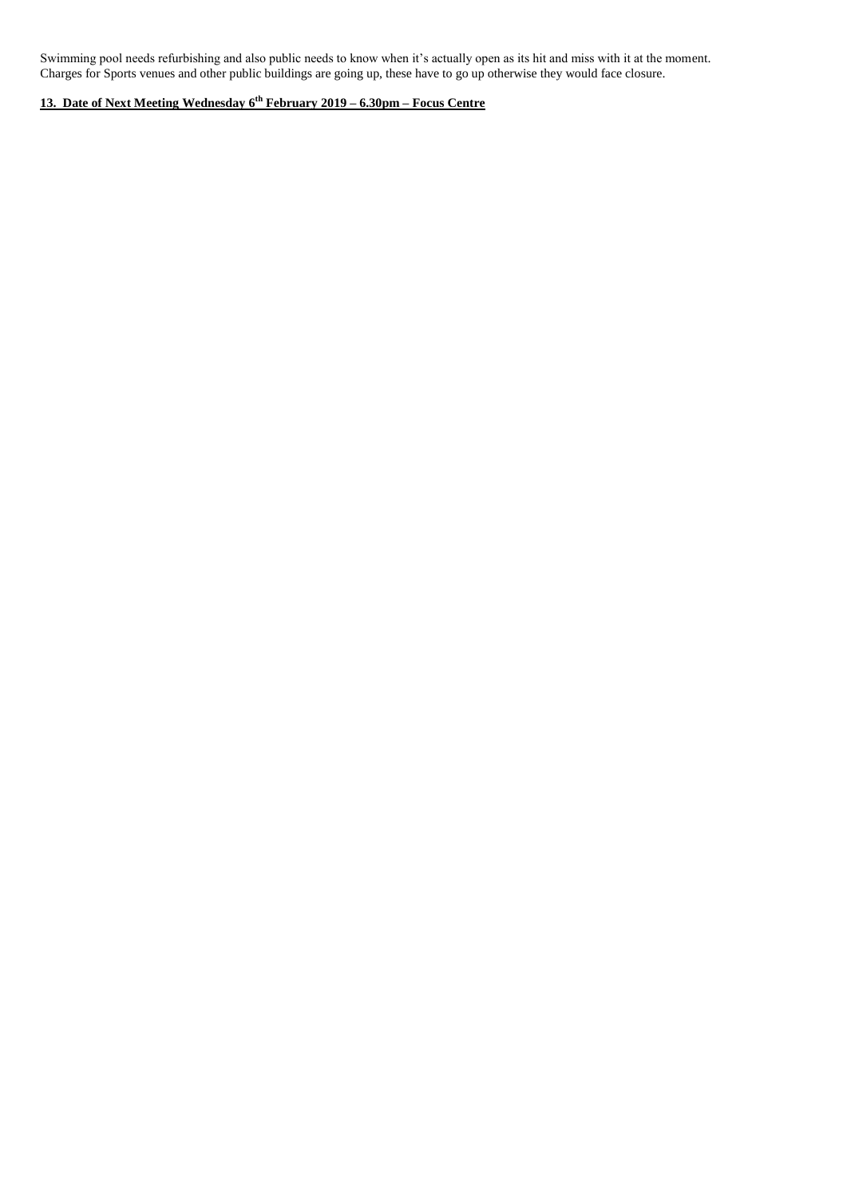Swimming pool needs refurbishing and also public needs to know when it's actually open as its hit and miss with it at the moment.
Charges for Sports venues and other public buildings are going up, these have to go up otherwise they would face closure.

## 13. Date of Next Meeting Wednesday 6th February 2019 – 6.30pm – Focus Centre